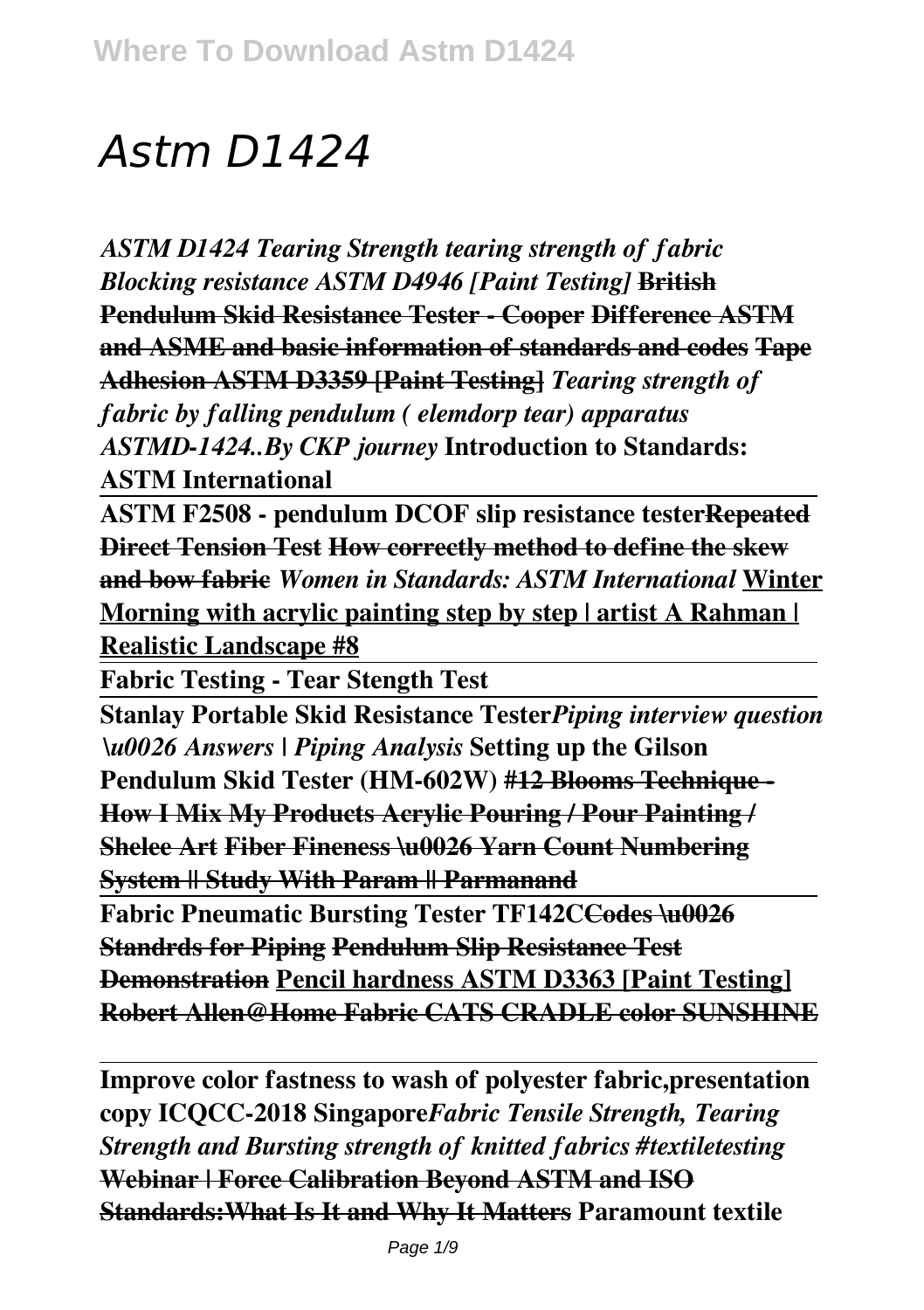# Astm D1424

***ASTM D1424 Tearing Strength tearing strength of fabric Blocking resistance ASTM D4946 [Paint Testing]*** **~~British Pendulum Skid Resistance Tester - Cooper~~ ~~Difference ASTM and ASME and basic information of standards and codes~~ ~~Tape Adhesion ASTM D3359 [Paint Testing]~~** ***Tearing strength of fabric by falling pendulum ( elemdorp tear) apparatus ASTMD-1424..By CKP journey*** **Introduction to Standards: ASTM International**

**ASTM F2508 - pendulum DCOF slip resistance tester~~Repeated Direct Tension Test~~ ~~How correctly method to define the skew and bow fabric~~** ***Women in Standards: ASTM International*** **Winter Morning with acrylic painting step by step | artist A Rahman | Realistic Landscape #8**

**Fabric Testing - Tear Stength Test**

**Stanlay Portable Skid Resistance Tester***Piping interview question \u0026 Answers | Piping Analysis* **Setting up the Gilson Pendulum Skid Tester (HM-602W) ~~#12 Blooms Technique - How I Mix My Products Acrylic Pouring / Pour Painting / Shelee Art~~ ~~Fiber Fineness \u0026 Yarn Count Numbering System || Study With Param || Parmanand~~**

**Fabric Pneumatic Bursting Tester TF142C~~Codes \u0026 Standrds for Piping~~ ~~Pendulum Slip Resistance Test Demonstration~~ Pencil hardness ASTM D3363 [Paint Testing] ~~Robert Allen@Home Fabric CATS CRADLE color SUNSHINE~~**

**Improve color fastness to wash of polyester fabric,presentation copy ICQCC-2018 Singapore***Fabric Tensile Strength, Tearing Strength and Bursting strength of knitted fabrics #textiletesting* **~~Webinar | Force Calibration Beyond ASTM and ISO Standards:What Is It and Why It Matters~~ Paramount textile**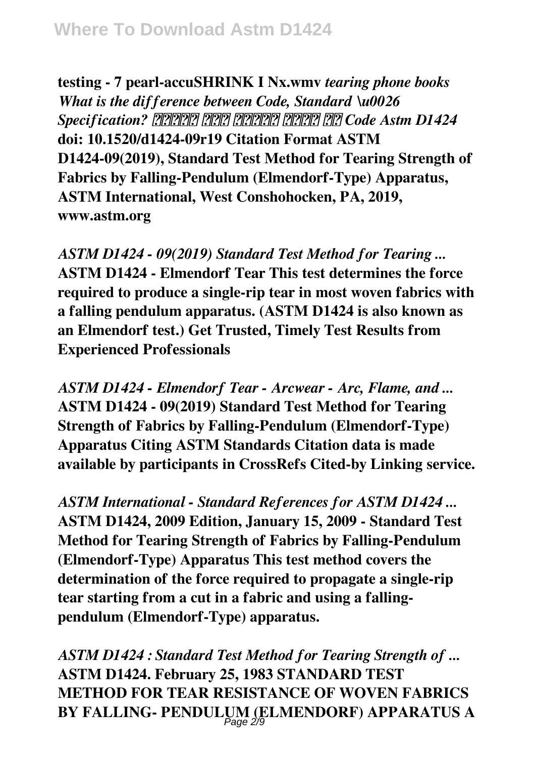**testing - 7 pearl-accuSHRINK I Nx.wmv** *tearing phone books What is the difference between Code, Standard \u0026 Specification? ??????? ???? ??????? ????? ?? Code Astm D1424* **doi: 10.1520/d1424-09r19 Citation Format ASTM D1424-09(2019), Standard Test Method for Tearing Strength of Fabrics by Falling-Pendulum (Elmendorf-Type) Apparatus, ASTM International, West Conshohocken, PA, 2019, www.astm.org**

*ASTM D1424 - 09(2019) Standard Test Method for Tearing ...* **ASTM D1424 - Elmendorf Tear This test determines the force required to produce a single-rip tear in most woven fabrics with a falling pendulum apparatus. (ASTM D1424 is also known as an Elmendorf test.) Get Trusted, Timely Test Results from Experienced Professionals**

*ASTM D1424 - Elmendorf Tear - Arcwear - Arc, Flame, and ...* **ASTM D1424 - 09(2019) Standard Test Method for Tearing Strength of Fabrics by Falling-Pendulum (Elmendorf-Type) Apparatus Citing ASTM Standards Citation data is made available by participants in CrossRefs Cited-by Linking service.**

*ASTM International - Standard References for ASTM D1424 ...* **ASTM D1424, 2009 Edition, January 15, 2009 - Standard Test Method for Tearing Strength of Fabrics by Falling-Pendulum (Elmendorf-Type) Apparatus This test method covers the determination of the force required to propagate a single-rip tear starting from a cut in a fabric and using a falling-pendulum (Elmendorf-Type) apparatus.**

*ASTM D1424 : Standard Test Method for Tearing Strength of ...* **ASTM D1424. February 25, 1983 STANDARD TEST METHOD FOR TEAR RESISTANCE OF WOVEN FABRICS BY FALLING- PENDULUM (ELMENDORF) APPARATUS A**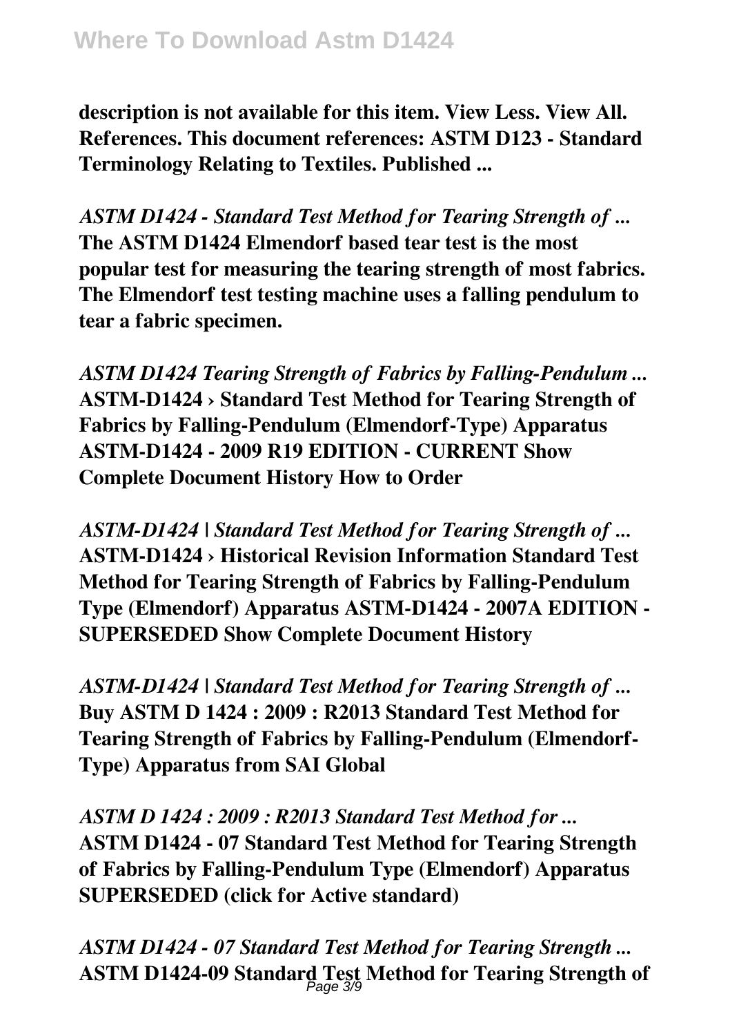**description is not available for this item. View Less. View All. References. This document references: ASTM D123 - Standard Terminology Relating to Textiles. Published ...**

*ASTM D1424 - Standard Test Method for Tearing Strength of ...*
**The ASTM D1424 Elmendorf based tear test is the most popular test for measuring the tearing strength of most fabrics. The Elmendorf test testing machine uses a falling pendulum to tear a fabric specimen.**

*ASTM D1424 Tearing Strength of Fabrics by Falling-Pendulum ...*
**ASTM-D1424 › Standard Test Method for Tearing Strength of Fabrics by Falling-Pendulum (Elmendorf-Type) Apparatus ASTM-D1424 - 2009 R19 EDITION - CURRENT Show Complete Document History How to Order**

*ASTM-D1424 | Standard Test Method for Tearing Strength of ...*
**ASTM-D1424 › Historical Revision Information Standard Test Method for Tearing Strength of Fabrics by Falling-Pendulum Type (Elmendorf) Apparatus ASTM-D1424 - 2007A EDITION - SUPERSEDED Show Complete Document History**

*ASTM-D1424 | Standard Test Method for Tearing Strength of ...*
**Buy ASTM D 1424 : 2009 : R2013 Standard Test Method for Tearing Strength of Fabrics by Falling-Pendulum (Elmendorf-Type) Apparatus from SAI Global**

*ASTM D 1424 : 2009 : R2013 Standard Test Method for ...*
**ASTM D1424 - 07 Standard Test Method for Tearing Strength of Fabrics by Falling-Pendulum Type (Elmendorf) Apparatus SUPERSEDED (click for Active standard)**

*ASTM D1424 - 07 Standard Test Method for Tearing Strength ...*
**ASTM D1424-09 Standard Test Method for Tearing Strength of**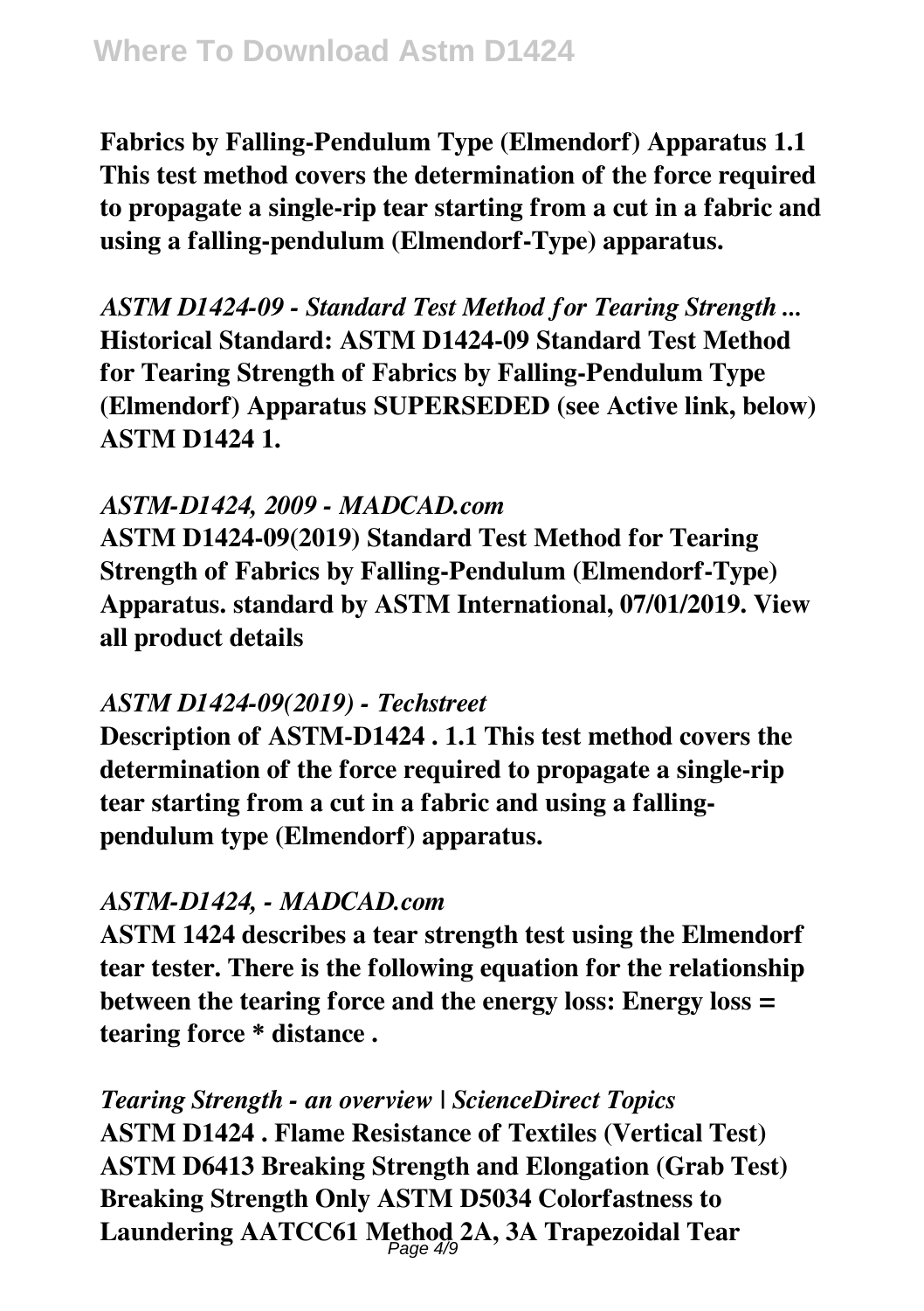**Fabrics by Falling-Pendulum Type (Elmendorf) Apparatus 1.1 This test method covers the determination of the force required to propagate a single-rip tear starting from a cut in a fabric and using a falling-pendulum (Elmendorf-Type) apparatus.**

***ASTM D1424-09 - Standard Test Method for Tearing Strength ...***
**Historical Standard: ASTM D1424-09 Standard Test Method for Tearing Strength of Fabrics by Falling-Pendulum Type (Elmendorf) Apparatus SUPERSEDED (see Active link, below) ASTM D1424 1.**

***ASTM-D1424, 2009 - MADCAD.com***
**ASTM D1424-09(2019) Standard Test Method for Tearing Strength of Fabrics by Falling-Pendulum (Elmendorf-Type) Apparatus. standard by ASTM International, 07/01/2019. View all product details**

***ASTM D1424-09(2019) - Techstreet***
**Description of ASTM-D1424 . 1.1 This test method covers the determination of the force required to propagate a single-rip tear starting from a cut in a fabric and using a falling-pendulum type (Elmendorf) apparatus.**

***ASTM-D1424, - MADCAD.com***
**ASTM 1424 describes a tear strength test using the Elmendorf tear tester. There is the following equation for the relationship between the tearing force and the energy loss: Energy loss = tearing force * distance .**

***Tearing Strength - an overview | ScienceDirect Topics***
**ASTM D1424 . Flame Resistance of Textiles (Vertical Test) ASTM D6413 Breaking Strength and Elongation (Grab Test) Breaking Strength Only ASTM D5034 Colorfastness to Laundering AATCC61 Method 2A, 3A Trapezoidal Tear**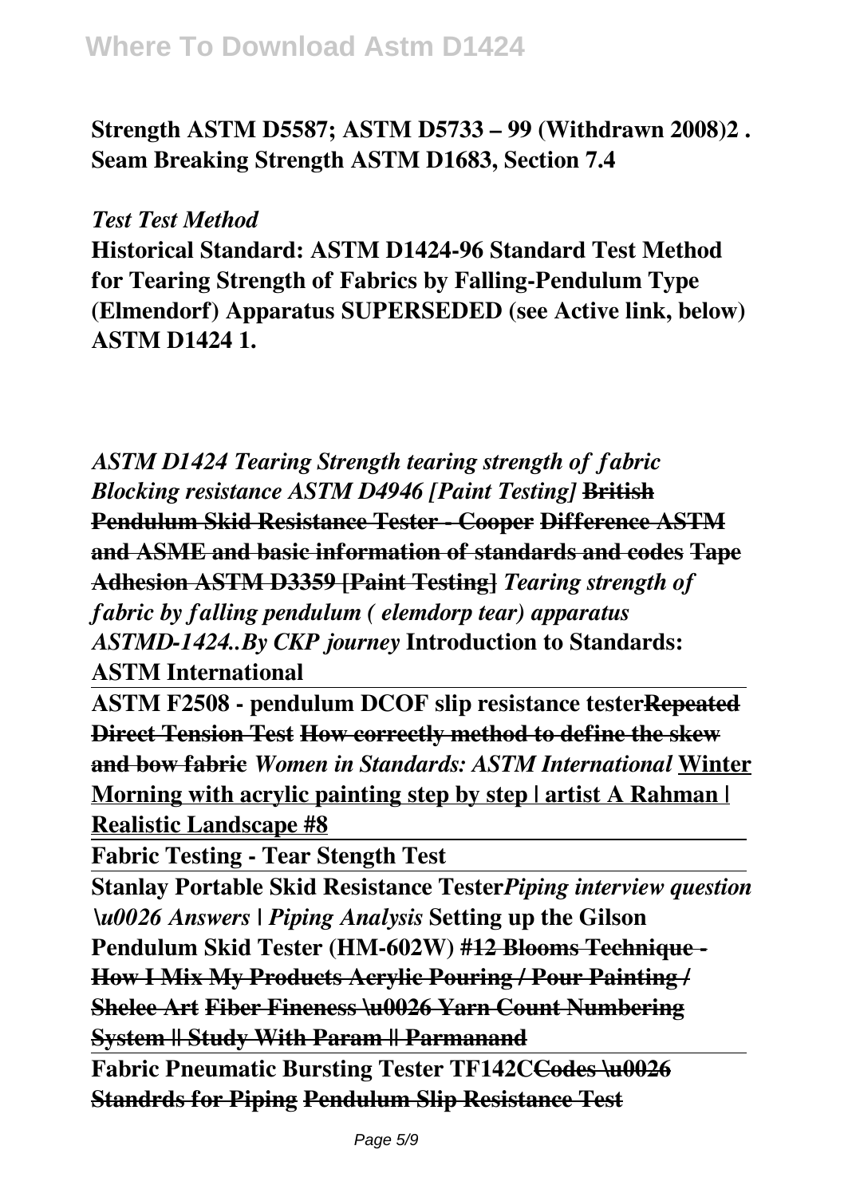**Strength ASTM D5587; ASTM D5733 – 99 (Withdrawn 2008)2 . Seam Breaking Strength ASTM D1683, Section 7.4**

***Test Test Method***

**Historical Standard: ASTM D1424-96 Standard Test Method for Tearing Strength of Fabrics by Falling-Pendulum Type (Elmendorf) Apparatus SUPERSEDED (see Active link, below) ASTM D1424 1.**

***ASTM D1424 Tearing Strength tearing strength of fabric Blocking resistance ASTM D4946 [Paint Testing]*** **~~British Pendulum Skid Resistance Tester - Cooper~~ ~~Difference ASTM and ASME and basic information of standards and codes~~ ~~Tape Adhesion ASTM D3359 [Paint Testing]~~** ***Tearing strength of fabric by falling pendulum ( elemdorp tear) apparatus ASTMD-1424..By CKP journey*** **Introduction to Standards: ASTM International**

**ASTM F2508 - pendulum DCOF slip resistance tester~~Repeated Direct Tension Test~~ ~~How correctly method to define the skew and bow fabric~~** ***Women in Standards: ASTM International*** **Winter Morning with acrylic painting step by step | artist A Rahman | Realistic Landscape #8**

**Fabric Testing - Tear Stength Test**

**Stanlay Portable Skid Resistance Tester*Piping interview question \u0026 Answers | Piping Analysis* Setting up the Gilson Pendulum Skid Tester (HM-602W) #~~12 Blooms Technique - How I Mix My Products Acrylic Pouring / Pour Painting / Shelee Art~~ ~~Fiber Fineness \u0026 Yarn Count Numbering System || Study With Param || Parmanand~~**

**Fabric Pneumatic Bursting Tester TF142C~~Codes \u0026 Standrds for Piping~~ ~~Pendulum Slip Resistance Test~~**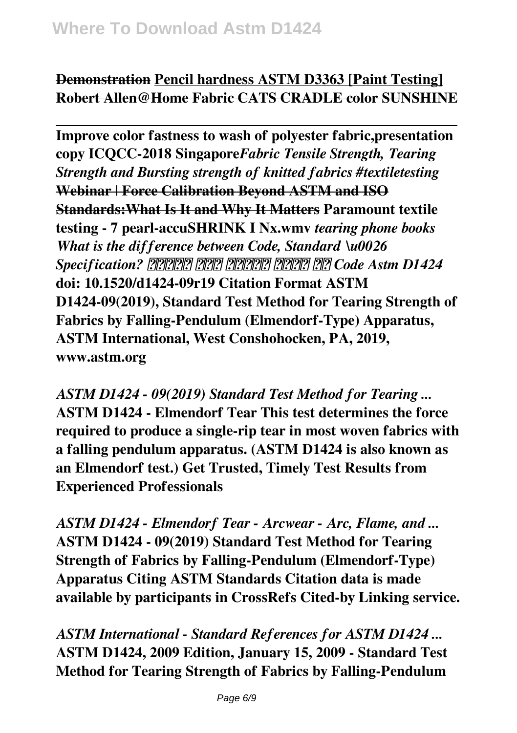**Demonstration** **Pencil hardness ASTM D3363 [Paint Testing]** **Robert Allen@Home Fabric CATS CRADLE color SUNSHINE**

---

**Improve color fastness to wash of polyester fabric,presentation copy ICQCC-2018 Singapore** ***Fabric Tensile Strength, Tearing Strength and Bursting strength of knitted fabrics #textiletesting*** **Webinar | Force Calibration Beyond ASTM and ISO Standards:What Is It and Why It Matters** **Paramount textile testing - 7 pearl-accuSHRINK I Nx.wmv** ***tearing phone books*** ***What is the difference between Code, Standard \u0026 Specification? ??????? ???? ??????? ????? ??*** ***Code Astm D1424***
**doi: 10.1520/d1424-09r19 Citation Format ASTM D1424-09(2019), Standard Test Method for Tearing Strength of Fabrics by Falling-Pendulum (Elmendorf-Type) Apparatus, ASTM International, West Conshohocken, PA, 2019, www.astm.org**

***ASTM D1424 - 09(2019) Standard Test Method for Tearing ...***
**ASTM D1424 - Elmendorf Tear This test determines the force required to produce a single-rip tear in most woven fabrics with a falling pendulum apparatus. (ASTM D1424 is also known as an Elmendorf test.) Get Trusted, Timely Test Results from Experienced Professionals**

***ASTM D1424 - Elmendorf Tear - Arcwear - Arc, Flame, and ...***
**ASTM D1424 - 09(2019) Standard Test Method for Tearing Strength of Fabrics by Falling-Pendulum (Elmendorf-Type) Apparatus Citing ASTM Standards Citation data is made available by participants in CrossRefs Cited-by Linking service.**

***ASTM International - Standard References for ASTM D1424 ...***
**ASTM D1424, 2009 Edition, January 15, 2009 - Standard Test Method for Tearing Strength of Fabrics by Falling-Pendulum**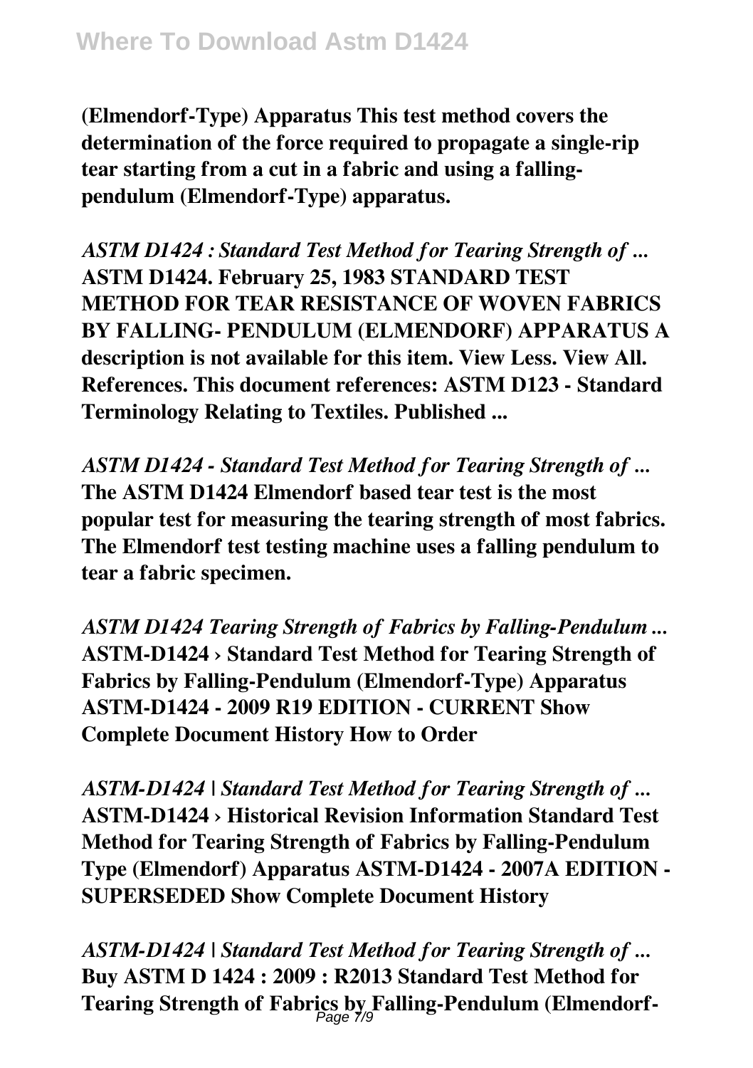**(Elmendorf-Type) Apparatus This test method covers the determination of the force required to propagate a single-rip tear starting from a cut in a fabric and using a falling-pendulum (Elmendorf-Type) apparatus.**

***ASTM D1424 : Standard Test Method for Tearing Strength of ...***
**ASTM D1424. February 25, 1983 STANDARD TEST METHOD FOR TEAR RESISTANCE OF WOVEN FABRICS BY FALLING- PENDULUM (ELMENDORF) APPARATUS A description is not available for this item. View Less. View All. References. This document references: ASTM D123 - Standard Terminology Relating to Textiles. Published ...**

***ASTM D1424 - Standard Test Method for Tearing Strength of ...***
**The ASTM D1424 Elmendorf based tear test is the most popular test for measuring the tearing strength of most fabrics. The Elmendorf test testing machine uses a falling pendulum to tear a fabric specimen.**

***ASTM D1424 Tearing Strength of Fabrics by Falling-Pendulum ...***
**ASTM-D1424 › Standard Test Method for Tearing Strength of Fabrics by Falling-Pendulum (Elmendorf-Type) Apparatus ASTM-D1424 - 2009 R19 EDITION - CURRENT Show Complete Document History How to Order**

***ASTM-D1424 | Standard Test Method for Tearing Strength of ...***
**ASTM-D1424 › Historical Revision Information Standard Test Method for Tearing Strength of Fabrics by Falling-Pendulum Type (Elmendorf) Apparatus ASTM-D1424 - 2007A EDITION - SUPERSEDED Show Complete Document History**

***ASTM-D1424 | Standard Test Method for Tearing Strength of ...***
**Buy ASTM D 1424 : 2009 : R2013 Standard Test Method for Tearing Strength of Fabrics by Falling-Pendulum (Elmendorf-**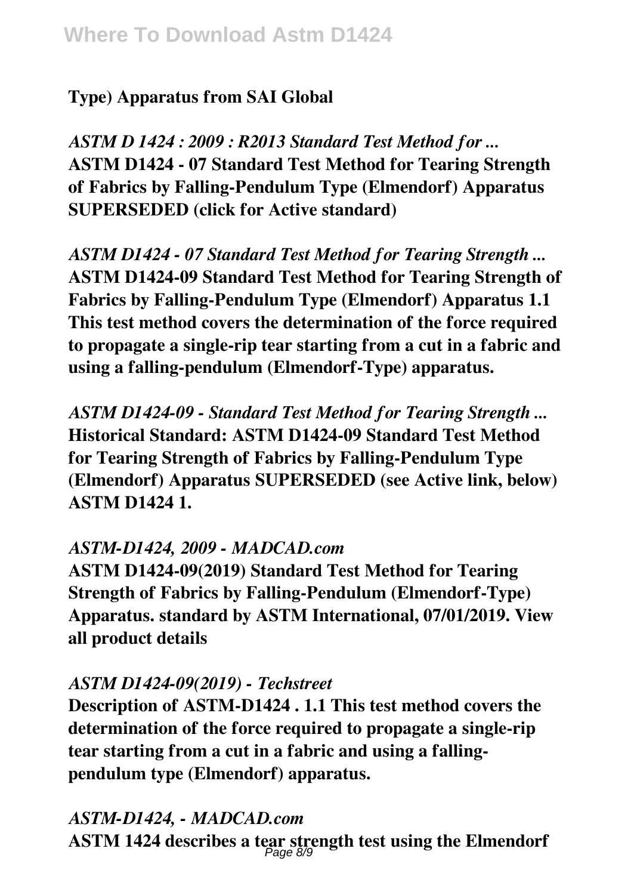**Type) Apparatus from SAI Global**

*ASTM D 1424 : 2009 : R2013 Standard Test Method for ...*
**ASTM D1424 - 07 Standard Test Method for Tearing Strength of Fabrics by Falling-Pendulum Type (Elmendorf) Apparatus SUPERSEDED (click for Active standard)**

*ASTM D1424 - 07 Standard Test Method for Tearing Strength ...*
**ASTM D1424-09 Standard Test Method for Tearing Strength of Fabrics by Falling-Pendulum Type (Elmendorf) Apparatus 1.1 This test method covers the determination of the force required to propagate a single-rip tear starting from a cut in a fabric and using a falling-pendulum (Elmendorf-Type) apparatus.**

*ASTM D1424-09 - Standard Test Method for Tearing Strength ...*
**Historical Standard: ASTM D1424-09 Standard Test Method for Tearing Strength of Fabrics by Falling-Pendulum Type (Elmendorf) Apparatus SUPERSEDED (see Active link, below) ASTM D1424 1.**

*ASTM-D1424, 2009 - MADCAD.com*
**ASTM D1424-09(2019) Standard Test Method for Tearing Strength of Fabrics by Falling-Pendulum (Elmendorf-Type) Apparatus. standard by ASTM International, 07/01/2019. View all product details**

*ASTM D1424-09(2019) - Techstreet*
**Description of ASTM-D1424 . 1.1 This test method covers the determination of the force required to propagate a single-rip tear starting from a cut in a fabric and using a falling-pendulum type (Elmendorf) apparatus.**

*ASTM-D1424, - MADCAD.com*
**ASTM 1424 describes a tear strength test using the Elmendorf**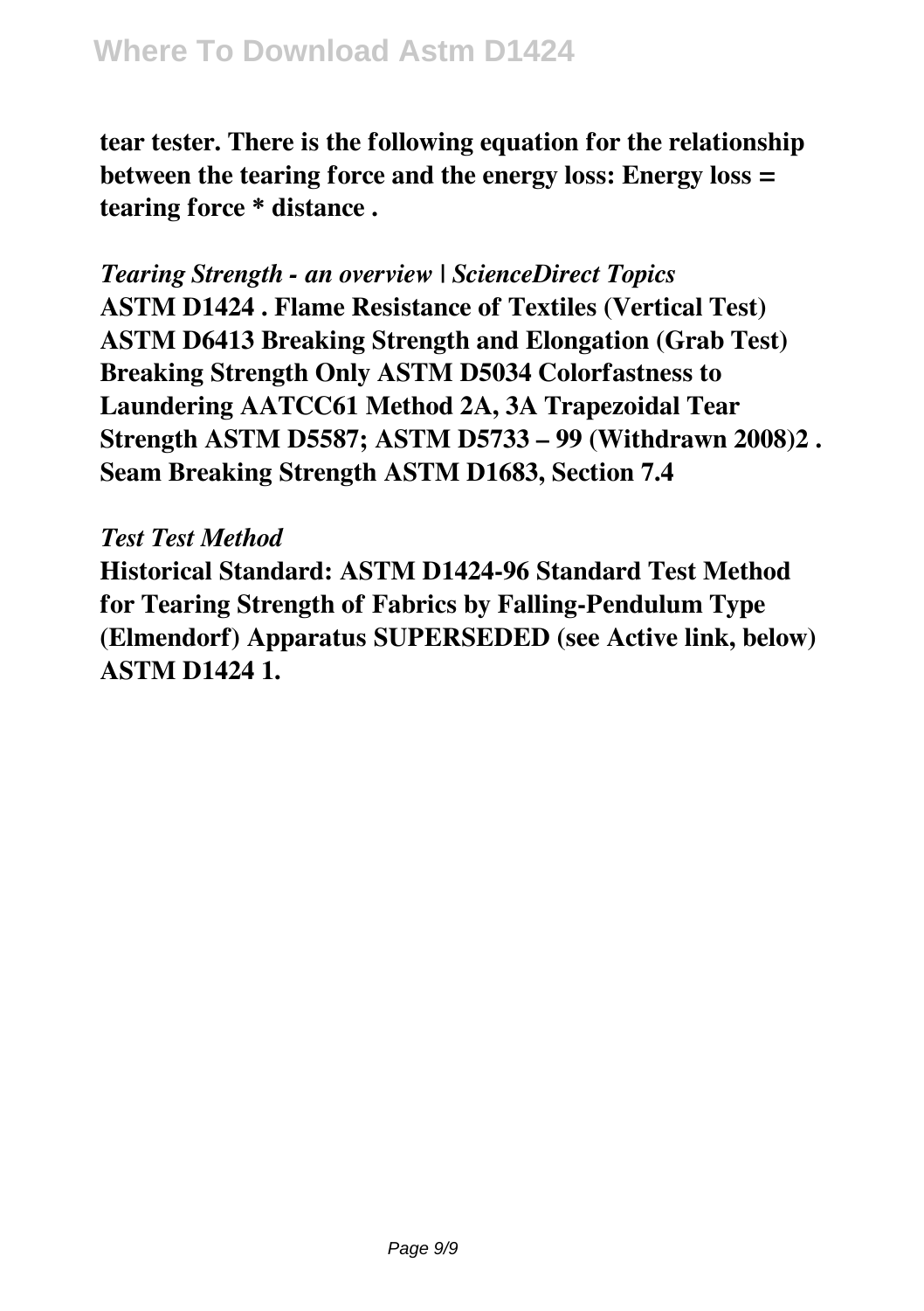**tear tester. There is the following equation for the relationship between the tearing force and the energy loss: Energy loss = tearing force * distance .**

***Tearing Strength - an overview | ScienceDirect Topics***

**ASTM D1424 . Flame Resistance of Textiles (Vertical Test) ASTM D6413 Breaking Strength and Elongation (Grab Test) Breaking Strength Only ASTM D5034 Colorfastness to Laundering AATCC61 Method 2A, 3A Trapezoidal Tear Strength ASTM D5587; ASTM D5733 – 99 (Withdrawn 2008)2 . Seam Breaking Strength ASTM D1683, Section 7.4**

***Test Test Method***

**Historical Standard: ASTM D1424-96 Standard Test Method for Tearing Strength of Fabrics by Falling-Pendulum Type (Elmendorf) Apparatus SUPERSEDED (see Active link, below) ASTM D1424 1.**